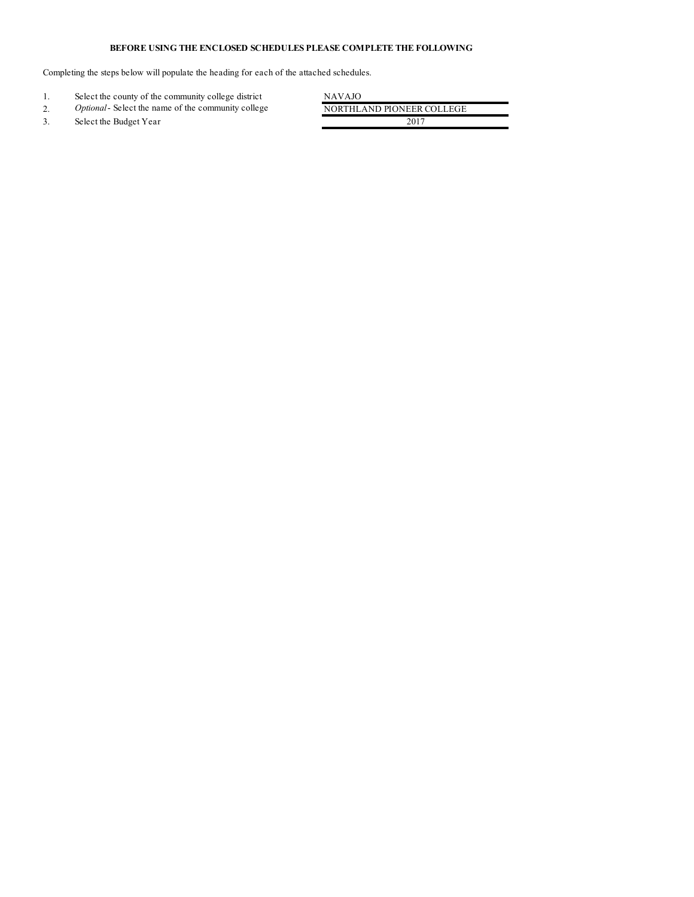**BEFORE USING THE ENCLOSED SCHEDULES PLEASE COMPLETE THE FOLLOWING**

Completing the steps below will populate the heading for each of the attached schedules.

| | | |
|---|---|---|
| 1. | Select the county of the community college district | NAVAJO |
| 2. | *Optional* - Select the name of the community college | NORTHLAND PIONEER COLLEGE |
| 3. | Select the Budget Year | 2017 |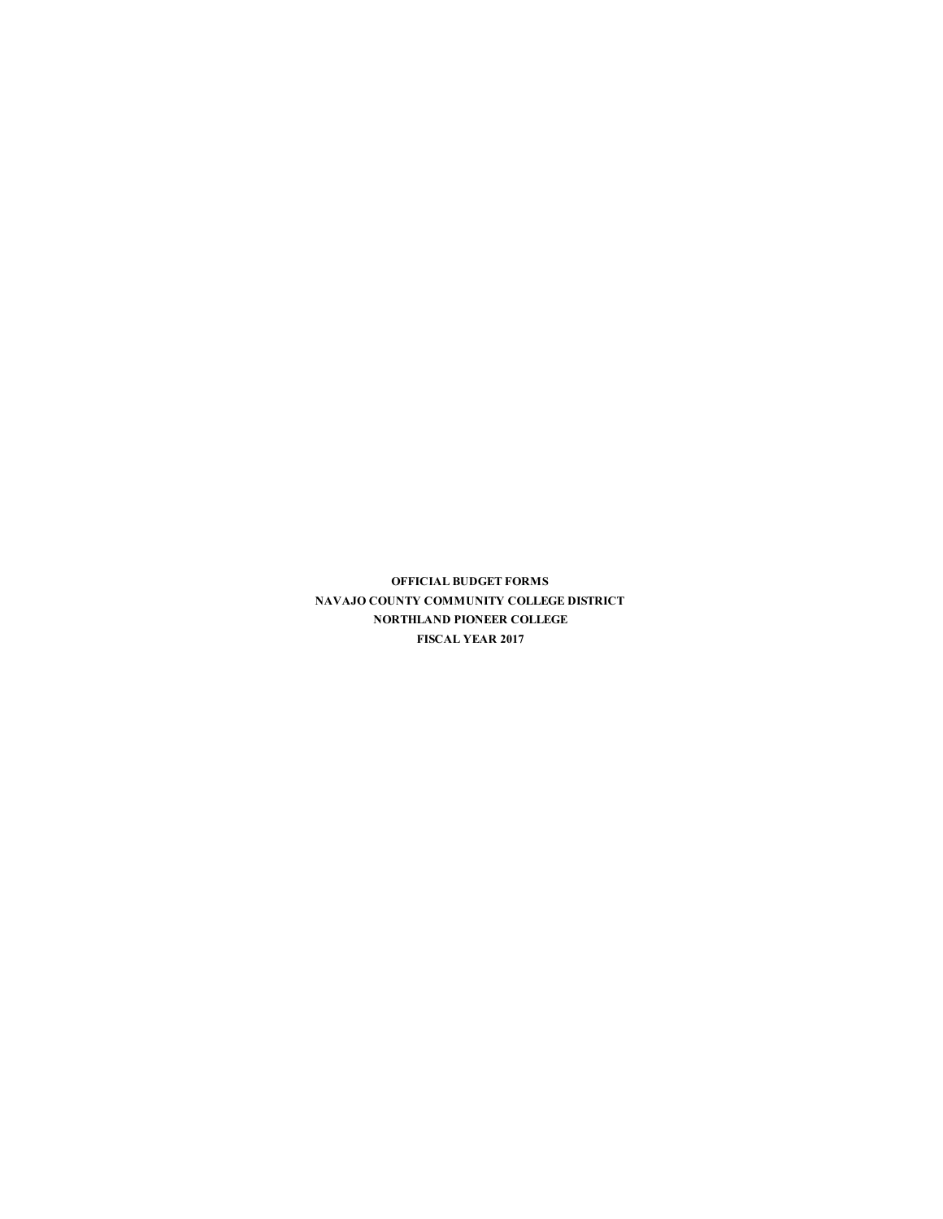**OFFICIAL BUDGET FORMS**

**NAVAJO COUNTY COMMUNITY COLLEGE DISTRICT**

**NORTHLAND PIONEER COLLEGE**

**FISCAL YEAR 2017**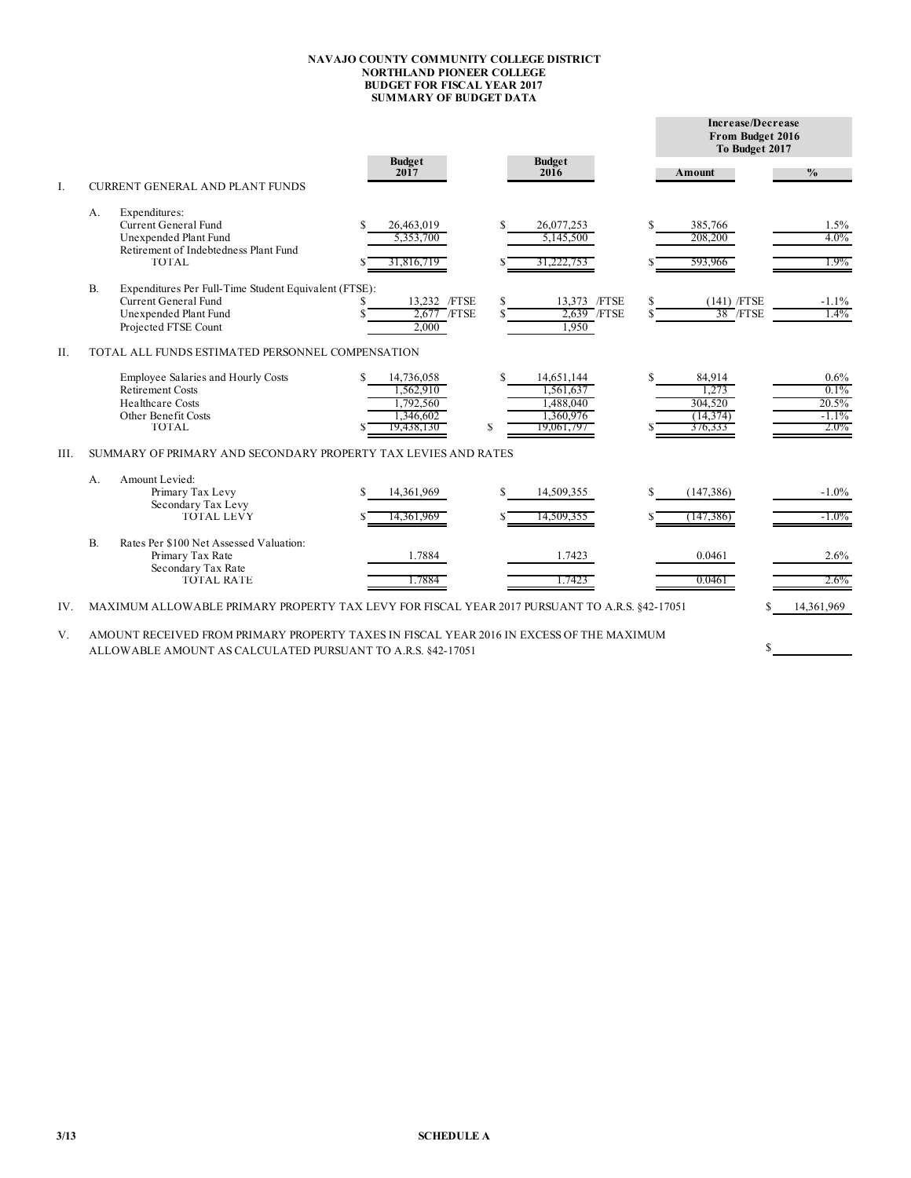**NAVAJO COUNTY COMMUNITY COLLEGE DISTRICT**
**NORTHLAND PIONEER COLLEGE**
**BUDGET FOR FISCAL YEAR 2017**
**SUMMARY OF BUDGET DATA**

| | | | Budget 2017 | Budget 2016 | Increase/Decrease From Budget 2016 To Budget 2017 | |
|---|---|---|---|---|---|---|
| | | | | | **Amount** | **%** |
| I. | CURRENT GENERAL AND PLANT FUNDS | | | | | |
| | A. | Expenditures: | | | | |
| | | Current General Fund | $ 26,463,019 | $ 26,077,253 | $ 385,766 | 1.5% |
| | | Unexpended Plant Fund | 5,353,700 | 5,145,500 | 208,200 | 4.0% |
| | | Retirement of Indebtedness Plant Fund | | | | |
| | | TOTAL | $ 31,816,719 | $ 31,222,753 | $ 593,966 | 1.9% |
| | B. | Expenditures Per Full-Time Student Equivalent (FTSE): | | | | |
| | | Current General Fund | $ 13,232 /FTSE | $ 13,373 /FTSE | $ (141) /FTSE | -1.1% |
| | | Unexpended Plant Fund | $ 2,677 /FTSE | $ 2,639 /FTSE | $ 38 /FTSE | 1.4% |
| | | Projected FTSE Count | 2,000 | 1,950 | | |
| II. | TOTAL ALL FUNDS ESTIMATED PERSONNEL COMPENSATION | | | | | |
| | | Employee Salaries and Hourly Costs | $ 14,736,058 | $ 14,651,144 | $ 84,914 | 0.6% |
| | | Retirement Costs | 1,562,910 | 1,561,637 | 1,273 | 0.1% |
| | | Healthcare Costs | 1,792,560 | 1,488,040 | 304,520 | 20.5% |
| | | Other Benefit Costs | 1,346,602 | 1,360,976 | (14,374) | -1.1% |
| | | TOTAL | $ 19,438,130 | $ 19,061,797 | $ 376,333 | 2.0% |
| III. | SUMMARY OF PRIMARY AND SECONDARY PROPERTY TAX LEVIES AND RATES | | | | | |
| | A. | Amount Levied: | | | | |
| | | Primary Tax Levy | $ 14,361,969 | $ 14,509,355 | $ (147,386) | -1.0% |
| | | Secondary Tax Levy | | | | |
| | | TOTAL LEVY | $ 14,361,969 | $ 14,509,355 | $ (147,386) | -1.0% |
| | B. | Rates Per $100 Net Assessed Valuation: | | | | |
| | | Primary Tax Rate | 1.7884 | 1.7423 | 0.0461 | 2.6% |
| | | Secondary Tax Rate | | | | |
| | | TOTAL RATE | 1.7884 | 1.7423 | 0.0461 | 2.6% |

IV. MAXIMUM ALLOWABLE PRIMARY PROPERTY TAX LEVY FOR FISCAL YEAR 2017 PURSUANT TO A.R.S. §42-17051 — $ 14,361,969

V. AMOUNT RECEIVED FROM PRIMARY PROPERTY TAXES IN FISCAL YEAR 2016 IN EXCESS OF THE MAXIMUM ALLOWABLE AMOUNT AS CALCULATED PURSUANT TO A.R.S. §42-17051 — $

3/13 **SCHEDULE A**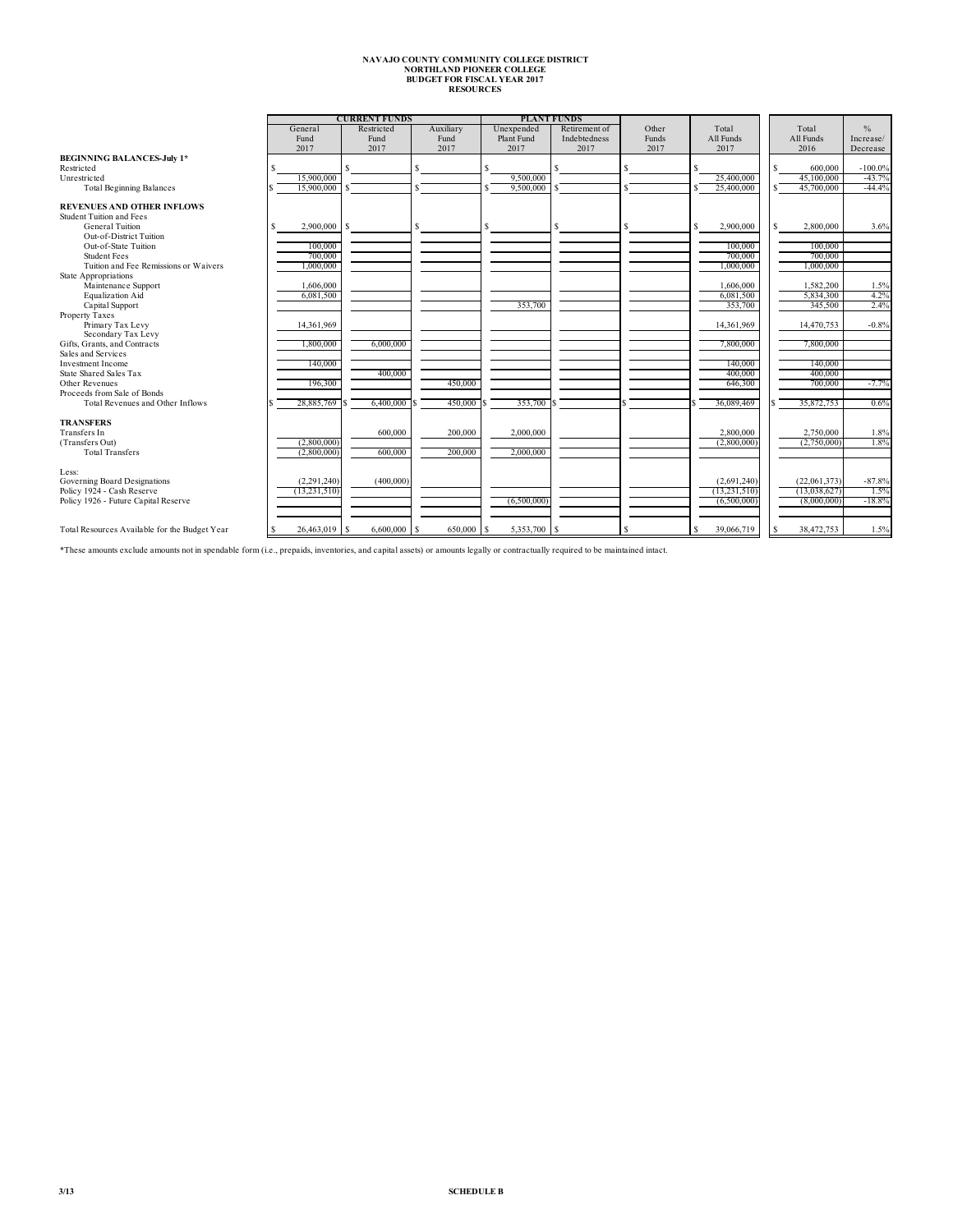**NAVAJO COUNTY COMMUNITY COLLEGE DISTRICT**
**NORTHLAND PIONEER COLLEGE**
**BUDGET FOR FISCAL YEAR 2017**
**RESOURCES**

| | CURRENT FUNDS | | | PLANT FUNDS | | | | | |
|---|---|---|---|---|---|---|---|---|---|
| | General Fund 2017 | Restricted Fund 2017 | Auxiliary Fund 2017 | Unexpended Plant Fund 2017 | Retirement of Indebtedness 2017 | Other Funds 2017 | Total All Funds 2017 | Total All Funds 2016 | % Increase/ Decrease |
| **BEGINNING BALANCES-July 1*** | | | | | | | | | |
| Restricted | $ | $ | $ | $ | $ | $ | $ | $ 600,000 | -100.0% |
| Unrestricted | 15,900,000 | | | 9,500,000 | | | 25,400,000 | 45,100,000 | -43.7% |
| Total Beginning Balances | $ 15,900,000 | $ | $ | $ 9,500,000 | $ | $ | $ 25,400,000 | $ 45,700,000 | -44.4% |
| **REVENUES AND OTHER INFLOWS** | | | | | | | | | |
| Student Tuition and Fees | | | | | | | | | |
| General Tuition | $ 2,900,000 | $ | $ | $ | $ | $ | $ 2,900,000 | $ 2,800,000 | 3.6% |
| Out-of-District Tuition | | | | | | | | | |
| Out-of-State Tuition | 100,000 | | | | | | 100,000 | 100,000 | |
| Student Fees | 700,000 | | | | | | 700,000 | 700,000 | |
| Tuition and Fee Remissions or Waivers | 1,000,000 | | | | | | 1,000,000 | 1,000,000 | |
| State Appropriations | | | | | | | | | |
| Maintenance Support | 1,606,000 | | | | | | 1,606,000 | 1,582,200 | 1.5% |
| Equalization Aid | 6,081,500 | | | | | | 6,081,500 | 5,834,300 | 4.2% |
| Capital Support | | | | 353,700 | | | 353,700 | 345,500 | 2.4% |
| Property Taxes | | | | | | | | | |
| Primary Tax Levy | 14,361,969 | | | | | | 14,361,969 | 14,470,753 | -0.8% |
| Secondary Tax Levy | | | | | | | | | |
| Gifts, Grants, and Contracts | 1,800,000 | 6,000,000 | | | | | 7,800,000 | 7,800,000 | |
| Sales and Services | | | | | | | | | |
| Investment Income | 140,000 | | | | | | 140,000 | 140,000 | |
| State Shared Sales Tax | | 400,000 | | | | | 400,000 | 400,000 | |
| Other Revenues | 196,300 | | 450,000 | | | | 646,300 | 700,000 | -7.7% |
| Proceeds from Sale of Bonds | | | | | | | | | |
| Total Revenues and Other Inflows | $ 28,885,769 | $ 6,400,000 | $ 450,000 | $ 353,700 | $ | $ | $ 36,089,469 | $ 35,872,753 | 0.6% |
| **TRANSFERS** | | | | | | | | | |
| Transfers In | | 600,000 | 200,000 | 2,000,000 | | | 2,800,000 | 2,750,000 | 1.8% |
| (Transfers Out) | (2,800,000) | | | | | | (2,800,000) | (2,750,000) | 1.8% |
| Total Transfers | (2,800,000) | 600,000 | 200,000 | 2,000,000 | | | | | |
| Less: | | | | | | | | | |
| Governing Board Designations | (2,291,240) | (400,000) | | | | | (2,691,240) | (22,061,373) | -87.8% |
| Policy 1924 - Cash Reserve | (13,231,510) | | | | | | (13,231,510) | (13,038,627) | 1.5% |
| Policy 1926 - Future Capital Reserve | | | | (6,500,000) | | | (6,500,000) | (8,000,000) | -18.8% |
| Total Resources Available for the Budget Year | $ 26,463,019 | $ 6,600,000 | $ 650,000 | $ 5,353,700 | $ | $ | $ 39,066,719 | $ 38,472,753 | 1.5% |

*These amounts exclude amounts not in spendable form (i.e., prepaids, inventories, and capital assets) or amounts legally or contractually required to be maintained intact.

3/13 SCHEDULE B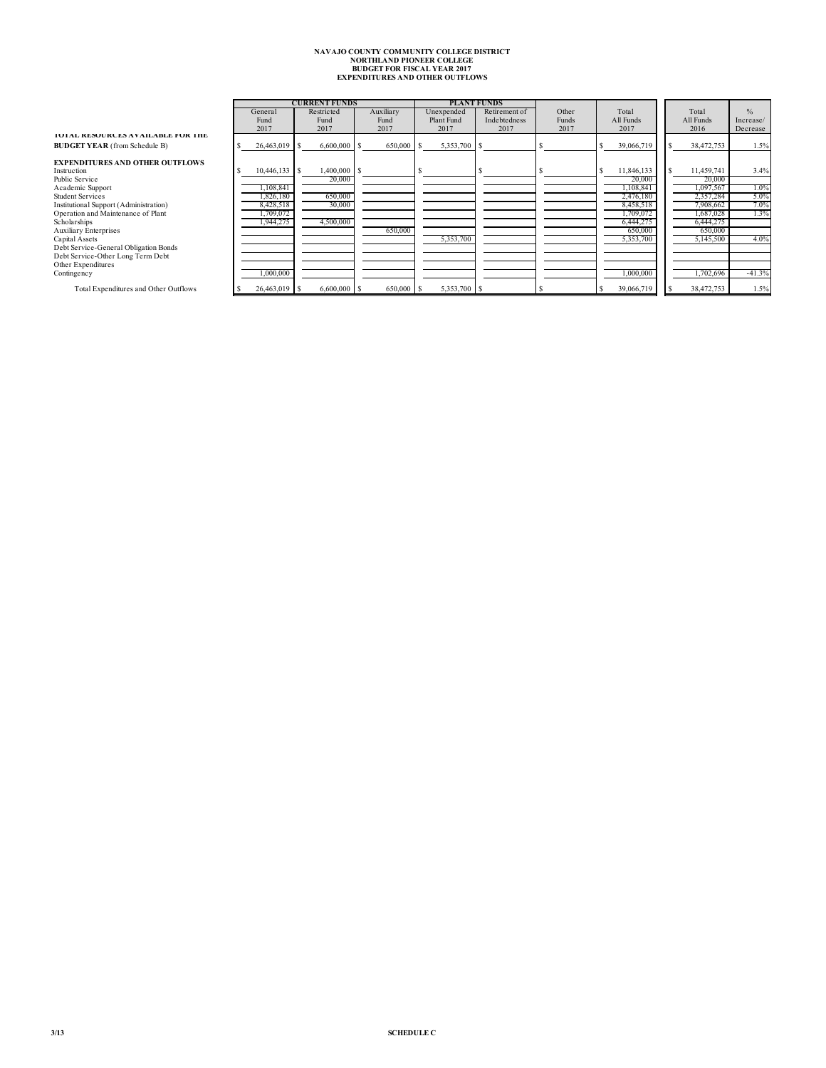# NAVAJO COUNTY COMMUNITY COLLEGE DISTRICT
## NORTHLAND PIONEER COLLEGE
### BUDGET FOR FISCAL YEAR 2017
### EXPENDITURES AND OTHER OUTFLOWS

| | CURRENT FUNDS | | | PLANT FUNDS | | | | | |
|---|---|---|---|---|---|---|---|---|---|
| | General Fund 2017 | Restricted Fund 2017 | Auxiliary Fund 2017 | Unexpended Plant Fund 2017 | Retirement of Indebtedness 2017 | Other Funds 2017 | Total All Funds 2017 | Total All Funds 2016 | % Increase/ Decrease |
| **TOTAL RESOURCES AVAILABLE FOR THE BUDGET YEAR** (from Schedule B) | $ 26,463,019 | $ 6,600,000 | $ 650,000 | $ 5,353,700 | $ | $ | $ 39,066,719 | $ 38,472,753 | 1.5% |
| **EXPENDITURES AND OTHER OUTFLOWS** | | | | | | | | | |
| Instruction | $ 10,446,133 | $ 1,400,000 | $ | $ | $ | $ | $ 11,846,133 | $ 11,459,741 | 3.4% |
| Public Service | | 20,000 | | | | | 20,000 | 20,000 | |
| Academic Support | 1,108,841 | | | | | | 1,108,841 | 1,097,567 | 1.0% |
| Student Services | 1,826,180 | 650,000 | | | | | 2,476,180 | 2,357,284 | 5.0% |
| Institutional Support (Administration) | 8,428,518 | 30,000 | | | | | 8,458,518 | 7,908,662 | 7.0% |
| Operation and Maintenance of Plant | 1,709,072 | | | | | | 1,709,072 | 1,687,028 | 1.3% |
| Scholarships | 1,944,275 | 4,500,000 | | | | | 6,444,275 | 6,444,275 | |
| Auxiliary Enterprises | | | 650,000 | | | | 650,000 | 650,000 | |
| Capital Assets | | | | 5,353,700 | | | 5,353,700 | 5,145,500 | 4.0% |
| Debt Service-General Obligation Bonds | | | | | | | | | |
| Debt Service-Other Long Term Debt | | | | | | | | | |
| Other Expenditures | | | | | | | | | |
| Contingency | 1,000,000 | | | | | | 1,000,000 | 1,702,696 | -41.3% |
| Total Expenditures and Other Outflows | $ 26,463,019 | $ 6,600,000 | $ 650,000 | $ 5,353,700 | $ | $ | $ 39,066,719 | $ 38,472,753 | 1.5% |

3/13

SCHEDULE C